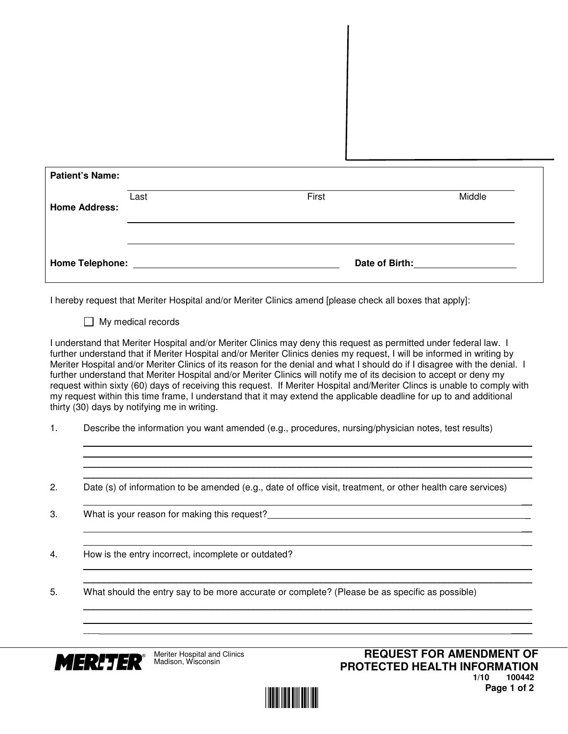**Patient's Name:** ______________________________________________

Last First Middle

**Home Address:** ______________________________________________

______________________________________________

**Home Telephone:** ______________________ **Date of Birth:** ______________

I hereby request that Meriter Hospital and/or Meriter Clinics amend [please check all boxes that apply]:

- ☐ My medical records

I understand that Meriter Hospital and/or Meriter Clinics may deny this request as permitted under federal law. I further understand that if Meriter Hospital and/or Meriter Clinics denies my request, I will be informed in writing by Meriter Hospital and/or Meriter Clinics of its reason for the denial and what I should do if I disagree with the denial. I further understand that Meriter Hospital and/or Meriter Clinics will notify me of its decision to accept or deny my request within sixty (60) days of receiving this request. If Meriter Hospital and/Meriter Clincs is unable to comply with my request within this time frame, I understand that it may extend the applicable deadline for up to and additional thirty (30) days by notifying me in writing.

1. Describe the information you want amended (e.g., procedures, nursing/physician notes, test results)

______________________________________________

______________________________________________

______________________________________________

2. Date (s) of information to be amended (e.g., date of office visit, treatment, or other health care services)

______________________________________________

3. What is your reason for making this request? ______________________________________________

______________________________________________

______________________________________________

4. How is the entry incorrect, incomplete or outdated?

______________________________________________

______________________________________________

5. What should the entry say to be more accurate or complete? (Please be as specific as possible)

______________________________________________

______________________________________________

______________________________________________

MERITER Meriter Hospital and Clinics
Madison, Wisconsin

**REQUEST FOR AMENDMENT OF PROTECTED HEALTH INFORMATION**

1/10 100442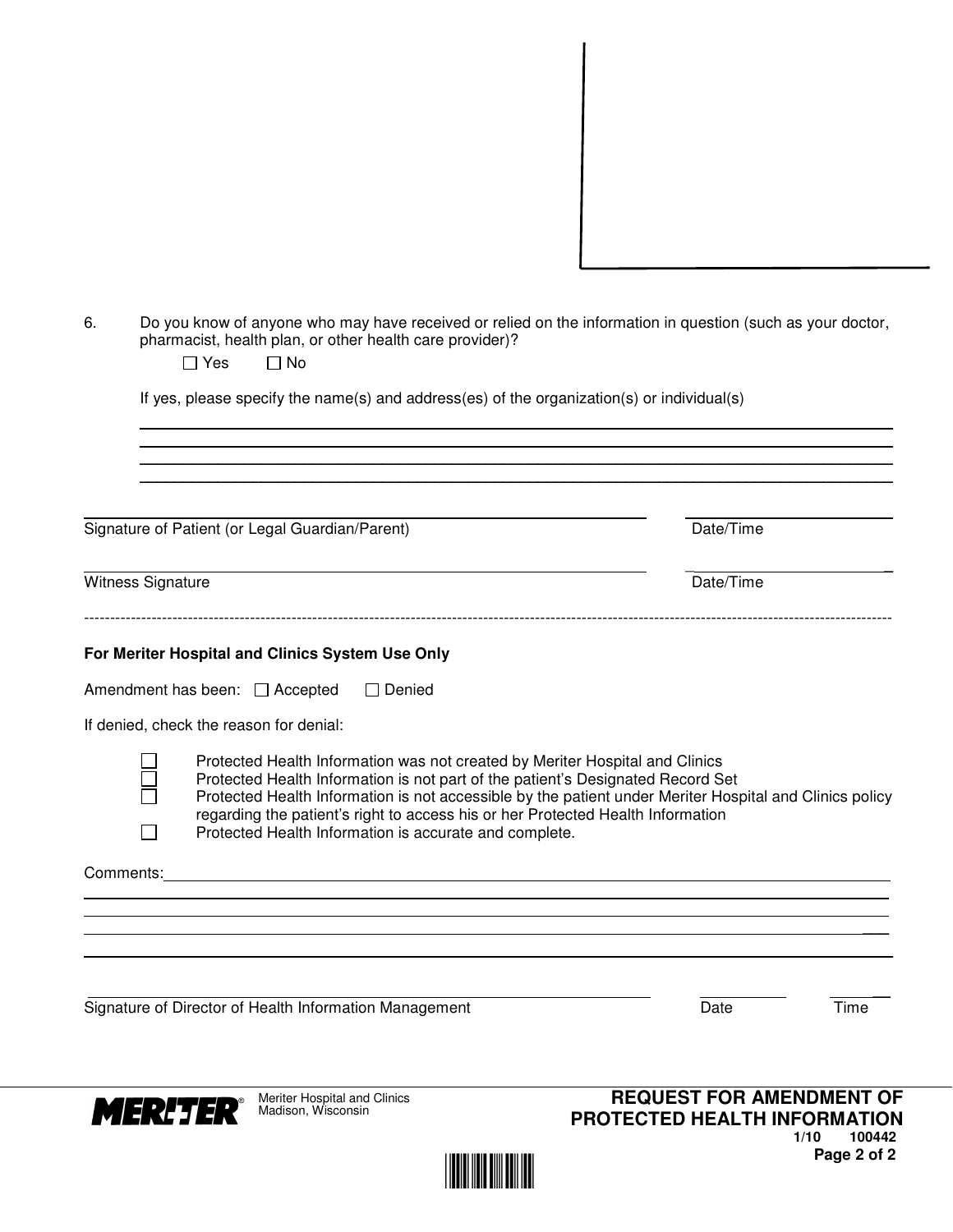6. Do you know of anyone who may have received or relied on the information in question (such as your doctor, pharmacist, health plan, or other health care provider)?

   ☐ Yes ☐ No

   If yes, please specify the name(s) and address(es) of the organization(s) or individual(s)

   \_\_\_\_\_\_\_\_\_\_\_\_\_\_\_\_\_\_\_\_\_\_\_\_\_\_\_\_\_\_\_\_\_\_\_\_\_\_\_\_\_\_\_\_\_\_\_\_\_\_\_\_\_\_\_\_\_\_\_\_
   \_\_\_\_\_\_\_\_\_\_\_\_\_\_\_\_\_\_\_\_\_\_\_\_\_\_\_\_\_\_\_\_\_\_\_\_\_\_\_\_\_\_\_\_\_\_\_\_\_\_\_\_\_\_\_\_\_\_\_\_
   \_\_\_\_\_\_\_\_\_\_\_\_\_\_\_\_\_\_\_\_\_\_\_\_\_\_\_\_\_\_\_\_\_\_\_\_\_\_\_\_\_\_\_\_\_\_\_\_\_\_\_\_\_\_\_\_\_\_\_\_
   \_\_\_\_\_\_\_\_\_\_\_\_\_\_\_\_\_\_\_\_\_\_\_\_\_\_\_\_\_\_\_\_\_\_\_\_\_\_\_\_\_\_\_\_\_\_\_\_\_\_\_\_\_\_\_\_\_\_\_\_

\_\_\_\_\_\_\_\_\_\_\_\_\_\_\_\_\_\_\_\_\_\_\_\_\_\_\_\_\_\_\_\_\_\_\_\_\_\_\_\_ \_\_\_\_\_\_\_\_\_\_\_\_\_\_\_\_\_\_\_\_
Signature of Patient (or Legal Guardian/Parent) Date/Time

\_\_\_\_\_\_\_\_\_\_\_\_\_\_\_\_\_\_\_\_\_\_\_\_\_\_\_\_\_\_\_\_\_\_\_\_\_\_\_\_ \_\_\_\_\_\_\_\_\_\_\_\_\_\_\_\_\_\_\_\_
Witness Signature Date/Time

---

**For Meriter Hospital and Clinics System Use Only**

Amendment has been: ☐ Accepted ☐ Denied

If denied, check the reason for denial:

- ☐ Protected Health Information was not created by Meriter Hospital and Clinics
- ☐ Protected Health Information is not part of the patient's Designated Record Set
- ☐ Protected Health Information is not accessible by the patient under Meriter Hospital and Clinics policy regarding the patient's right to access his or her Protected Health Information
- ☐ Protected Health Information is accurate and complete.

Comments: \_\_\_\_\_\_\_\_\_\_\_\_\_\_\_\_\_\_\_\_\_\_\_\_\_\_\_\_\_\_\_\_\_\_\_\_\_\_\_\_\_\_\_\_\_\_\_\_\_\_\_\_
\_\_\_\_\_\_\_\_\_\_\_\_\_\_\_\_\_\_\_\_\_\_\_\_\_\_\_\_\_\_\_\_\_\_\_\_\_\_\_\_\_\_\_\_\_\_\_\_\_\_\_\_\_\_\_\_\_\_\_\_\_\_\_\_
\_\_\_\_\_\_\_\_\_\_\_\_\_\_\_\_\_\_\_\_\_\_\_\_\_\_\_\_\_\_\_\_\_\_\_\_\_\_\_\_\_\_\_\_\_\_\_\_\_\_\_\_\_\_\_\_\_\_\_\_\_\_\_\_
\_\_\_\_\_\_\_\_\_\_\_\_\_\_\_\_\_\_\_\_\_\_\_\_\_\_\_\_\_\_\_\_\_\_\_\_\_\_\_\_\_\_\_\_\_\_\_\_\_\_\_\_\_\_\_\_\_\_\_\_\_\_\_\_
\_\_\_\_\_\_\_\_\_\_\_\_\_\_\_\_\_\_\_\_\_\_\_\_\_\_\_\_\_\_\_\_\_\_\_\_\_\_\_\_\_\_\_\_\_\_\_\_\_\_\_\_\_\_\_\_\_\_\_\_\_\_\_\_

\_\_\_\_\_\_\_\_\_\_\_\_\_\_\_\_\_\_\_\_\_\_\_\_\_\_\_\_\_\_\_\_\_\_\_\_\_\_\_\_ \_\_\_\_\_\_\_\_\_\_ \_\_\_\_\_\_\_\_
Signature of Director of Health Information Management Date Time

MERITER® Meriter Hospital and Clinics
Madison, Wisconsin

**REQUEST FOR AMENDMENT OF PROTECTED HEALTH INFORMATION**

**1/10 100442**